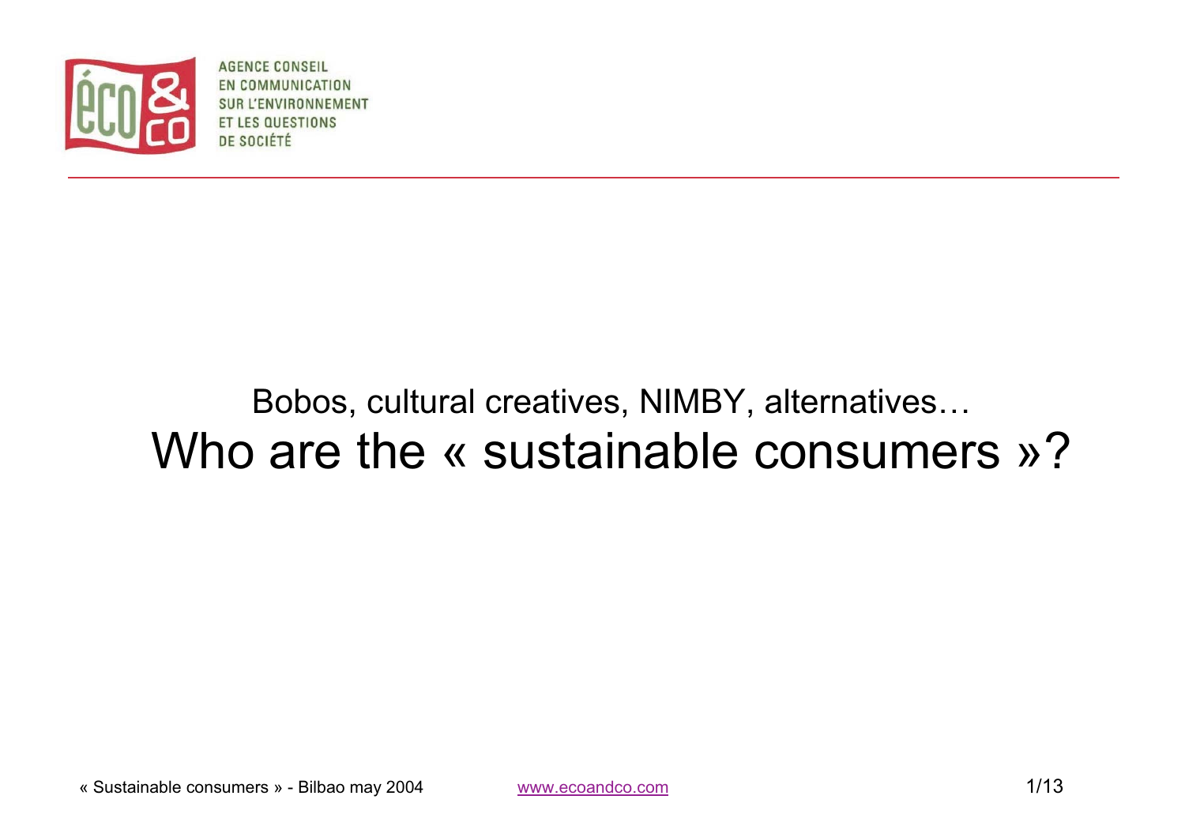AGENCE CONSEIL
EN COMMUNICATION
SUR L'ENVIRONNEMENT
ET LES QUESTIONS
DE SOCIÉTÉ

Bobos, cultural creatives, NIMBY, alternatives…

# Who are the « sustainable consumers »?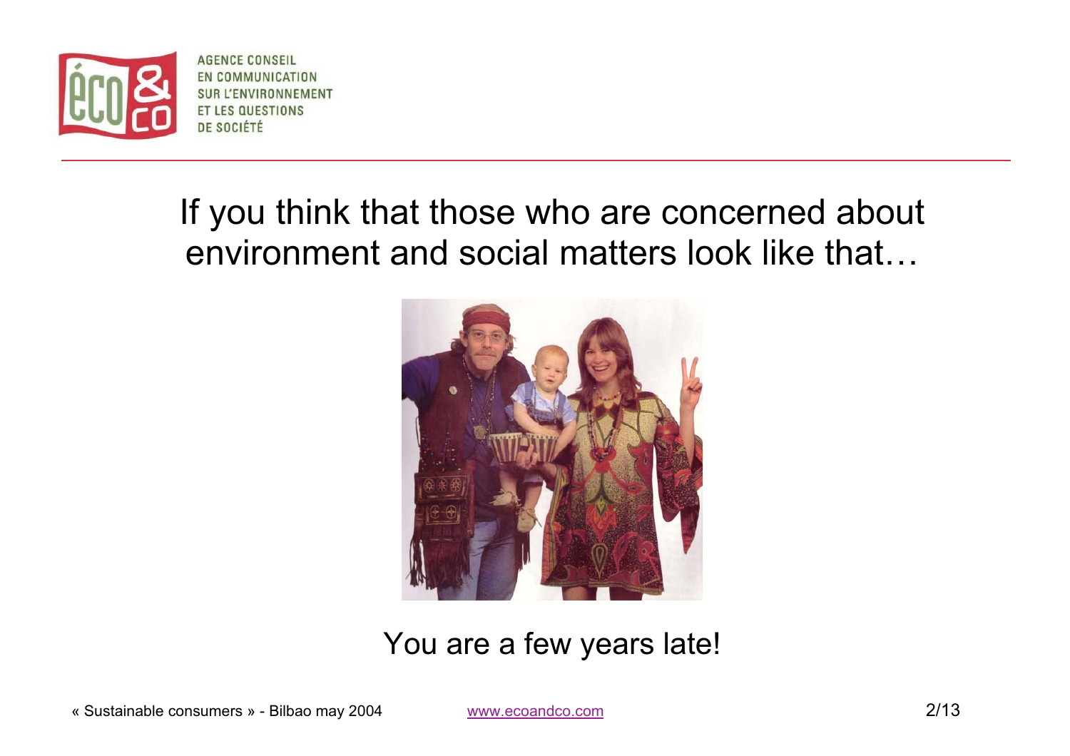If you think that those who are concerned about environment and social matters look like that…

You are a few years late!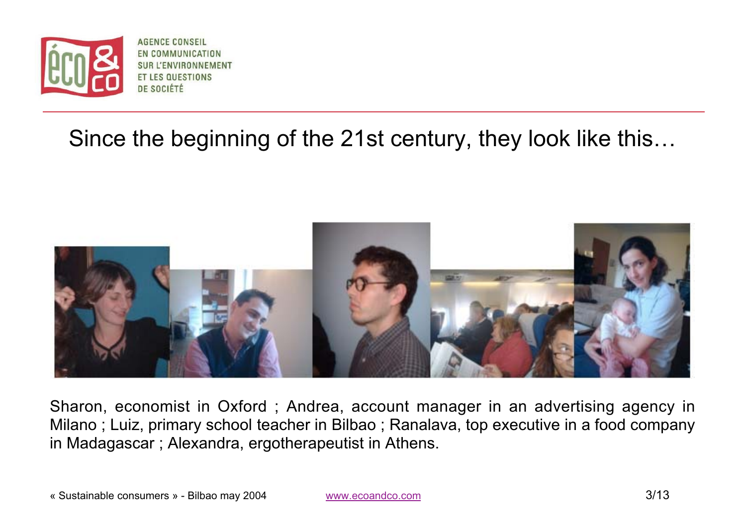AGENCE CONSEIL EN COMMUNICATION SUR L'ENVIRONNEMENT ET LES QUESTIONS DE SOCIÉTÉ

# Since the beginning of the 21st century, they look like this…

Sharon, economist in Oxford ; Andrea, account manager in an advertising agency in Milano ; Luiz, primary school teacher in Bilbao ; Ranalava, top executive in a food company in Madagascar ; Alexandra, ergotherapeutist in Athens.

« Sustainable consumers » - Bilbao may 2004 www.ecoandco.com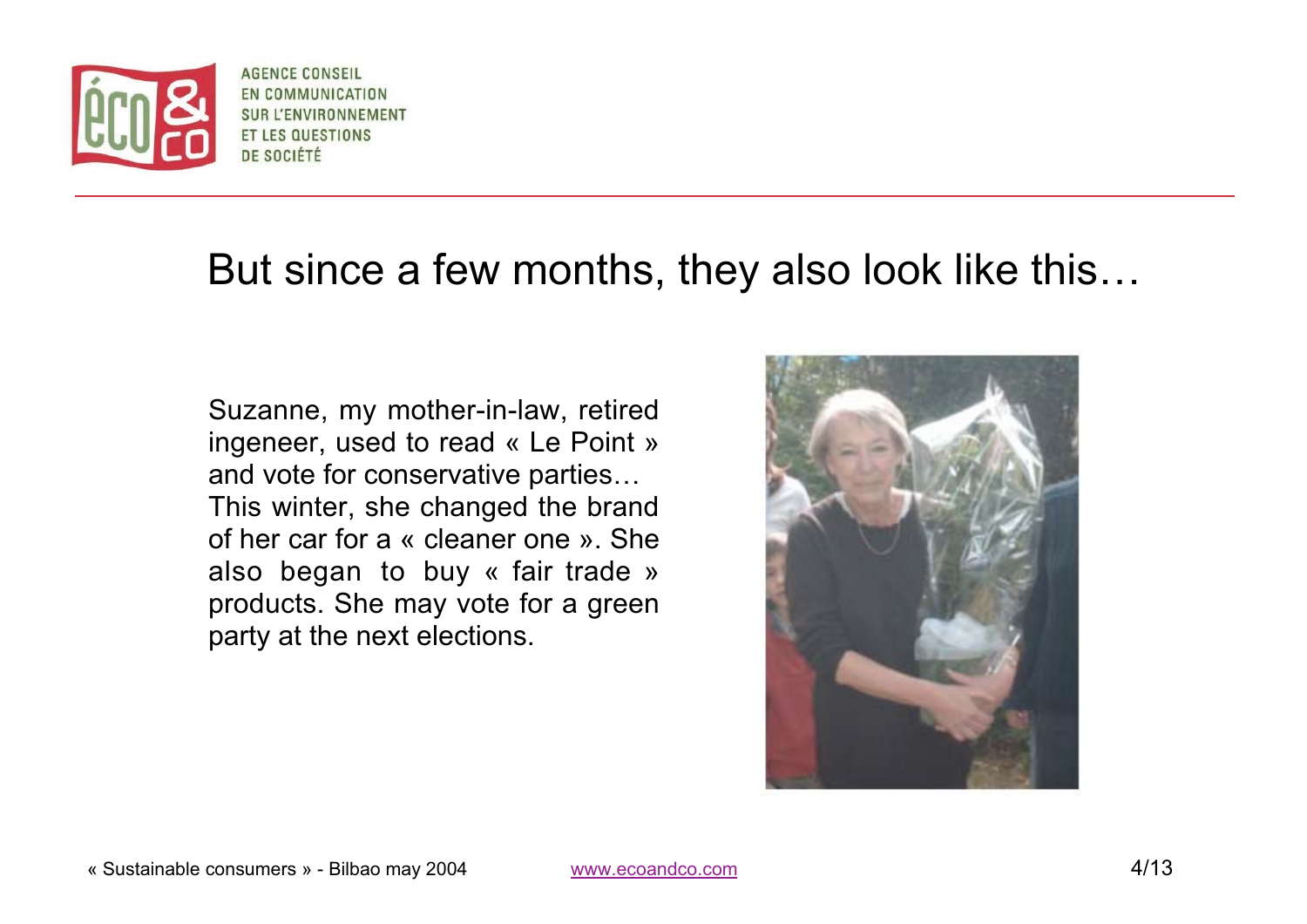# But since a few months, they also look like this…

Suzanne, my mother-in-law, retired ingeneer, used to read « Le Point » and vote for conservative parties… This winter, she changed the brand of her car for a « cleaner one ». She also began to buy « fair trade » products. She may vote for a green party at the next elections.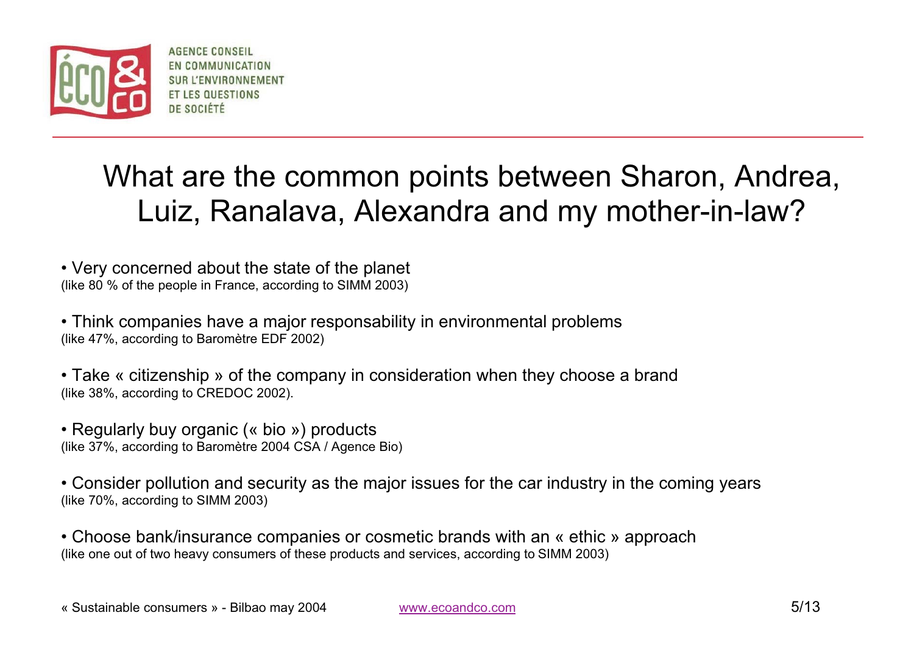AGENCE CONSEIL EN COMMUNICATION SUR L'ENVIRONNEMENT ET LES QUESTIONS DE SOCIÉTÉ

# What are the common points between Sharon, Andrea, Luiz, Ranalava, Alexandra and my mother-in-law?

- Very concerned about the state of the planet
(like 80 % of the people in France, according to SIMM 2003)

- Think companies have a major responsability in environmental problems
(like 47%, according to Baromètre EDF 2002)

- Take « citizenship » of the company in consideration when they choose a brand
(like 38%, according to CREDOC 2002).

- Regularly buy organic (« bio ») products
(like 37%, according to Baromètre 2004 CSA / Agence Bio)

- Consider pollution and security as the major issues for the car industry in the coming years
(like 70%, according to SIMM 2003)

- Choose bank/insurance companies or cosmetic brands with an « ethic » approach
(like one out of two heavy consumers of these products and services, according to SIMM 2003)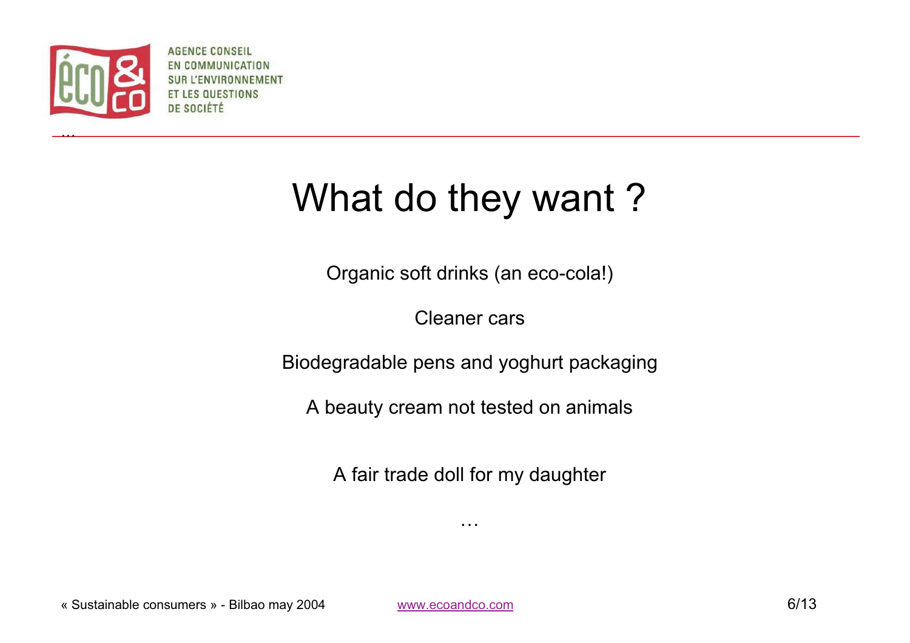# What do they want ?

Organic soft drinks (an eco-cola!)

Cleaner cars

Biodegradable pens and yoghurt packaging

A beauty cream not tested on animals

A fair trade doll for my daughter

…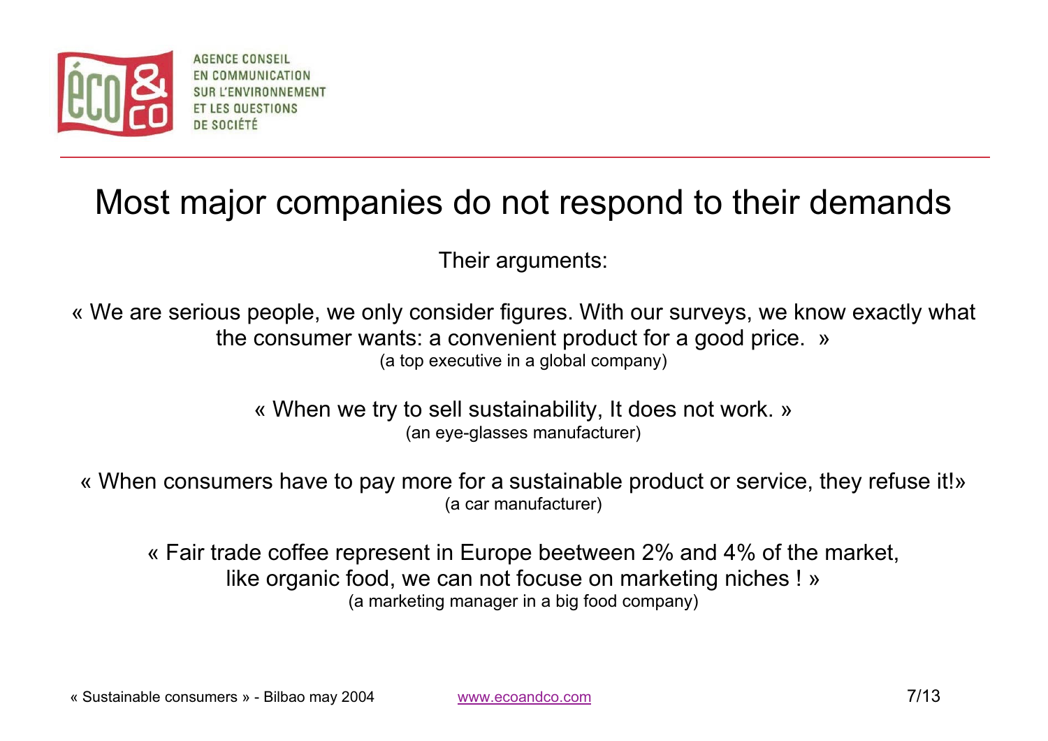# Most major companies do not respond to their demands

Their arguments:

« We are serious people, we only consider figures. With our surveys, we know exactly what the consumer wants: a convenient product for a good price. »
(a top executive in a global company)

« When we try to sell sustainability, It does not work. »
(an eye-glasses manufacturer)

« When consumers have to pay more for a sustainable product or service, they refuse it!»
(a car manufacturer)

« Fair trade coffee represent in Europe beetween 2% and 4% of the market, like organic food, we can not focuse on marketing niches ! »
(a marketing manager in a big food company)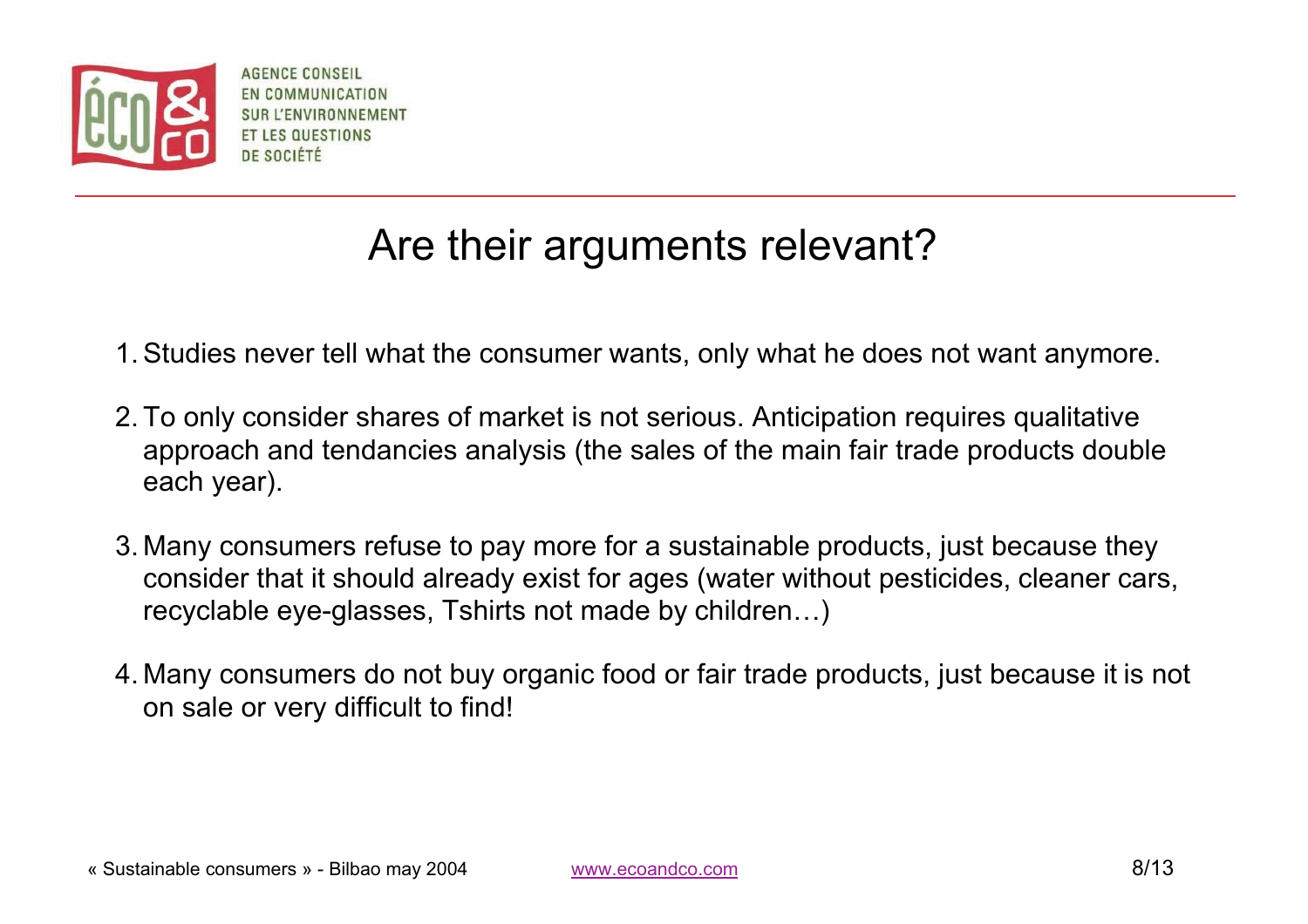# Are their arguments relevant?

1. Studies never tell what the consumer wants, only what he does not want anymore.
2. To only consider shares of market is not serious. Anticipation requires qualitative approach and tendancies analysis (the sales of the main fair trade products double each year).
3. Many consumers refuse to pay more for a sustainable products, just because they consider that it should already exist for ages (water without pesticides, cleaner cars, recyclable eye-glasses, Tshirts not made by children…)
4. Many consumers do not buy organic food or fair trade products, just because it is not on sale or very difficult to find!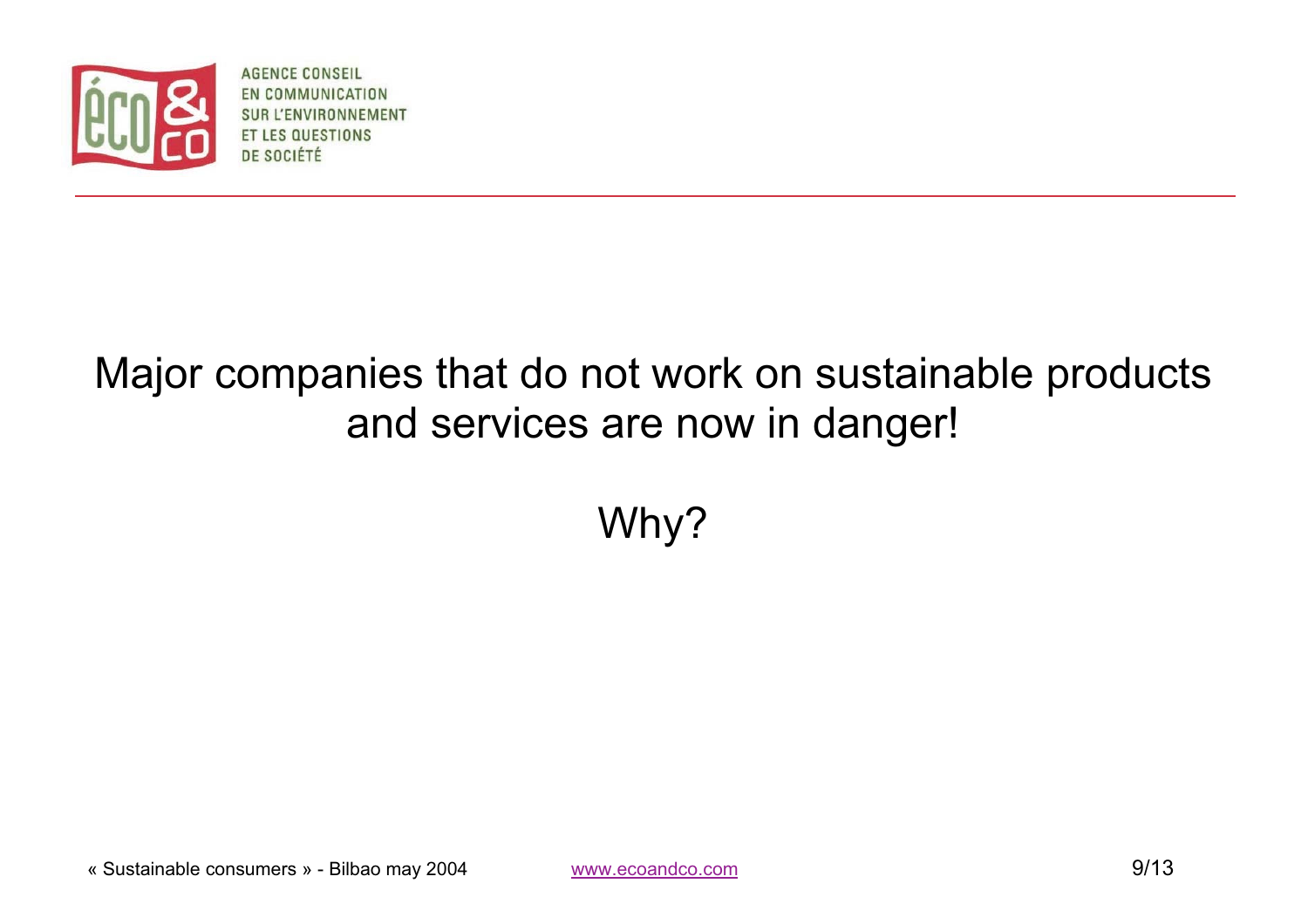Major companies that do not work on sustainable products and services are now in danger!

Why?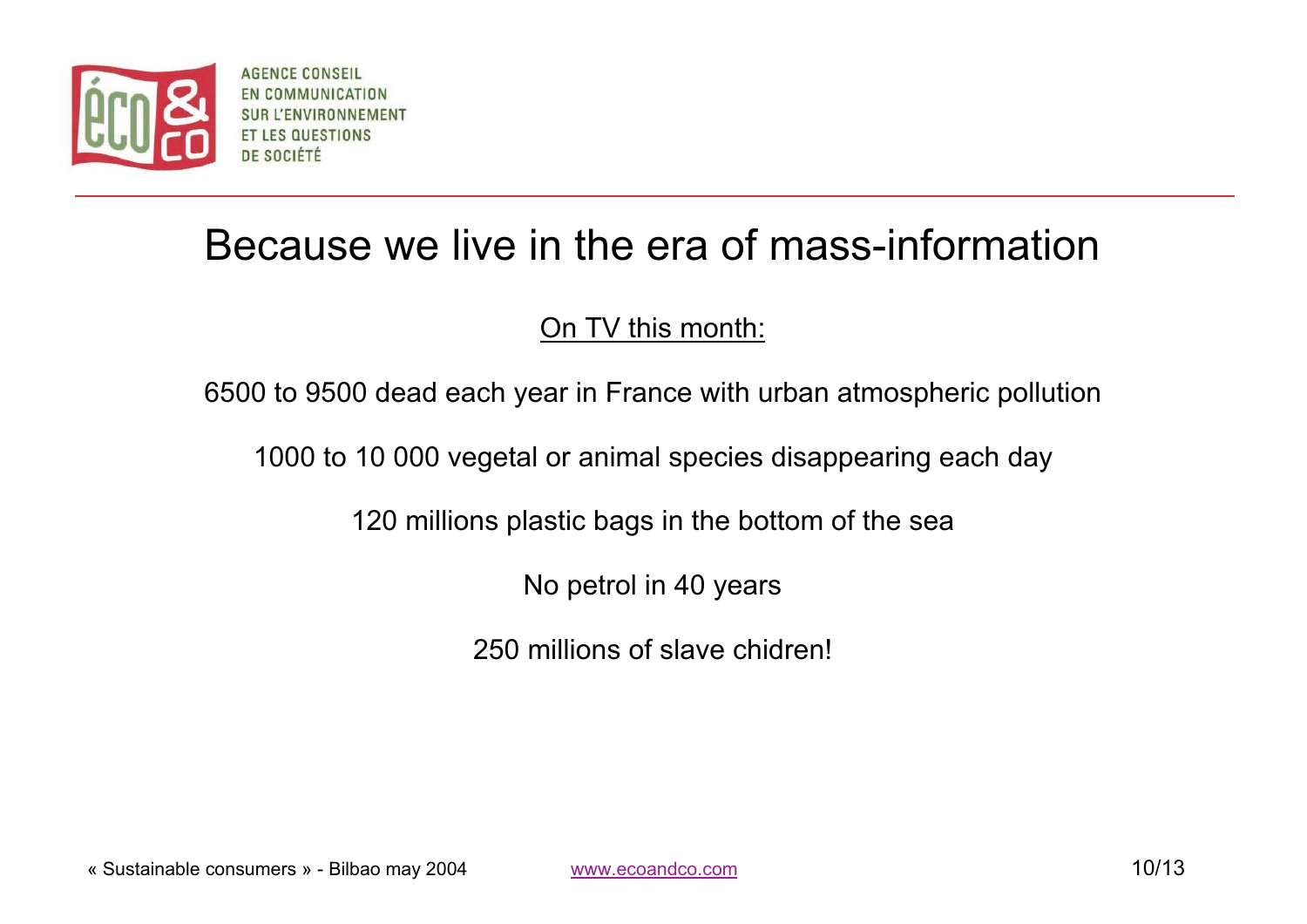# Because we live in the era of mass-information

<u>On TV this month:</u>

6500 to 9500 dead each year in France with urban atmospheric pollution

1000 to 10 000 vegetal or animal species disappearing each day

120 millions plastic bags in the bottom of the sea

No petrol in 40 years

250 millions of slave chidren!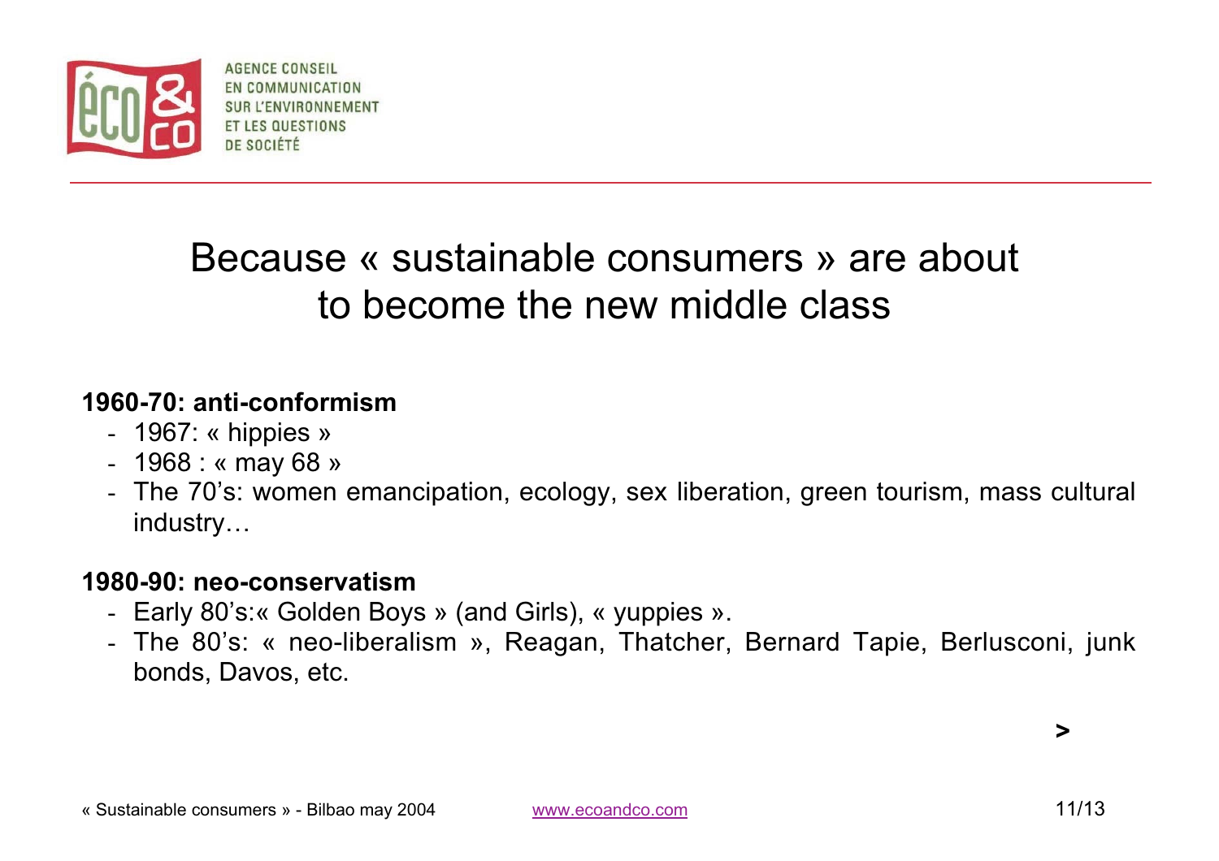# Because « sustainable consumers » are about to become the new middle class

**1960-70: anti-conformism**

- 1967: « hippies »
- 1968 : « may 68 »
- The 70's: women emancipation, ecology, sex liberation, green tourism, mass cultural industry…

**1980-90: neo-conservatism**

- Early 80's:« Golden Boys » (and Girls), « yuppies ».
- The 80's: « neo-liberalism », Reagan, Thatcher, Bernard Tapie, Berlusconi, junk bonds, Davos, etc.

**>**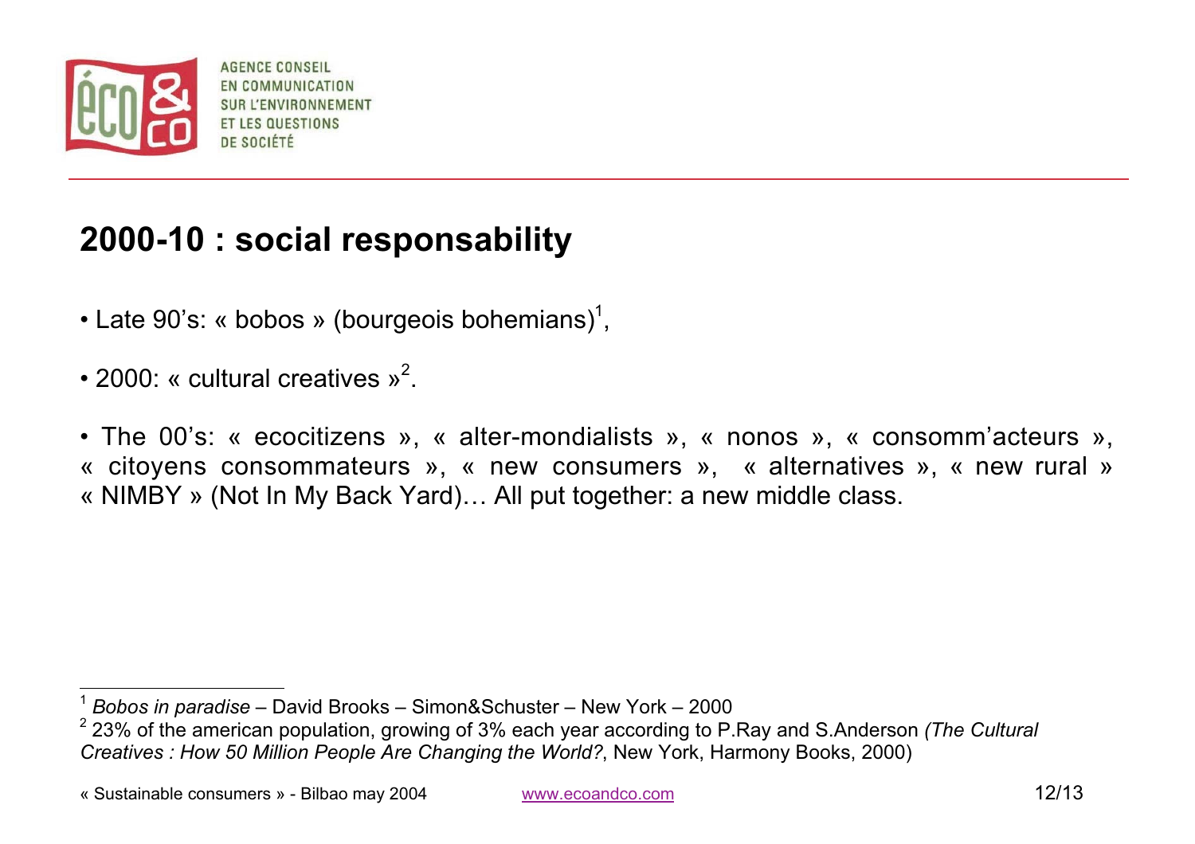AGENCE CONSEIL EN COMMUNICATION SUR L'ENVIRONNEMENT ET LES QUESTIONS DE SOCIÉTÉ

## 2000-10 : social responsability

- Late 90's: « bobos » (bourgeois bohemians)[1],
- 2000: « cultural creatives »[2].
- The 00's: « ecocitizens », « alter-mondialists », « nonos », « consomm'acteurs », « citoyens consommateurs », « new consumers », « alternatives », « new rural » « NIMBY » (Not In My Back Yard)… All put together: a new middle class.

---

[1] *Bobos in paradise* – David Brooks – Simon&Schuster – New York – 2000

[2] 23% of the american population, growing of 3% each year according to P.Ray and S.Anderson *(The Cultural Creatives : How 50 Million People Are Changing the World?*, New York, Harmony Books, 2000)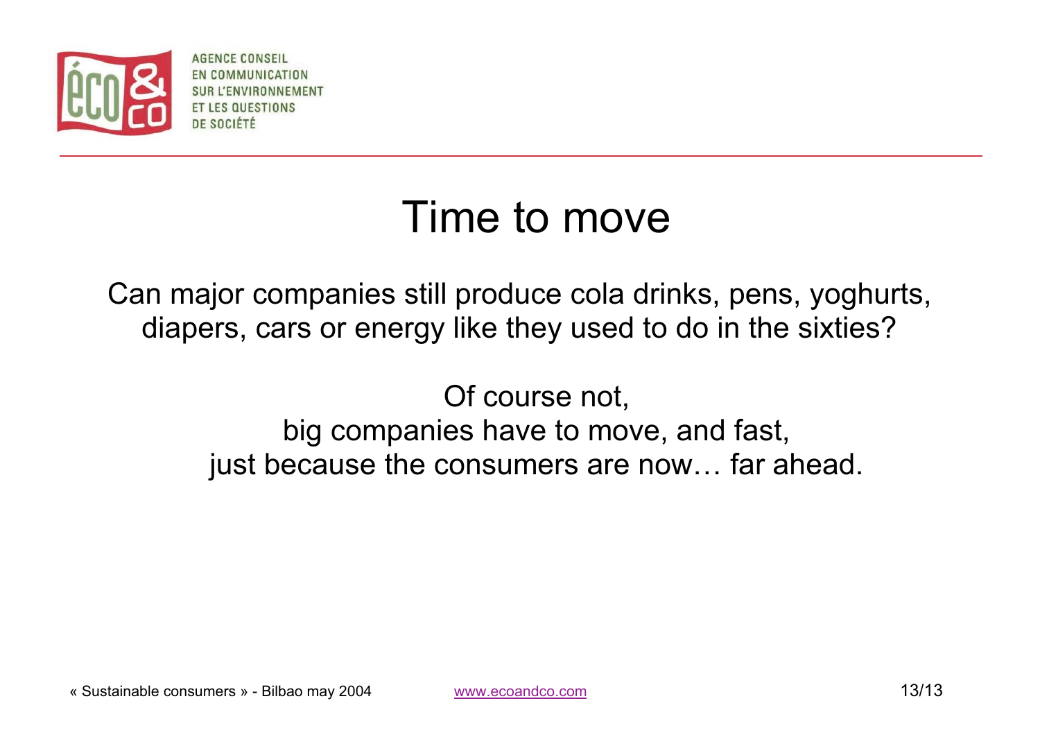# Time to move

Can major companies still produce cola drinks, pens, yoghurts, diapers, cars or energy like they used to do in the sixties?

Of course not,
big companies have to move, and fast,
just because the consumers are now… far ahead.